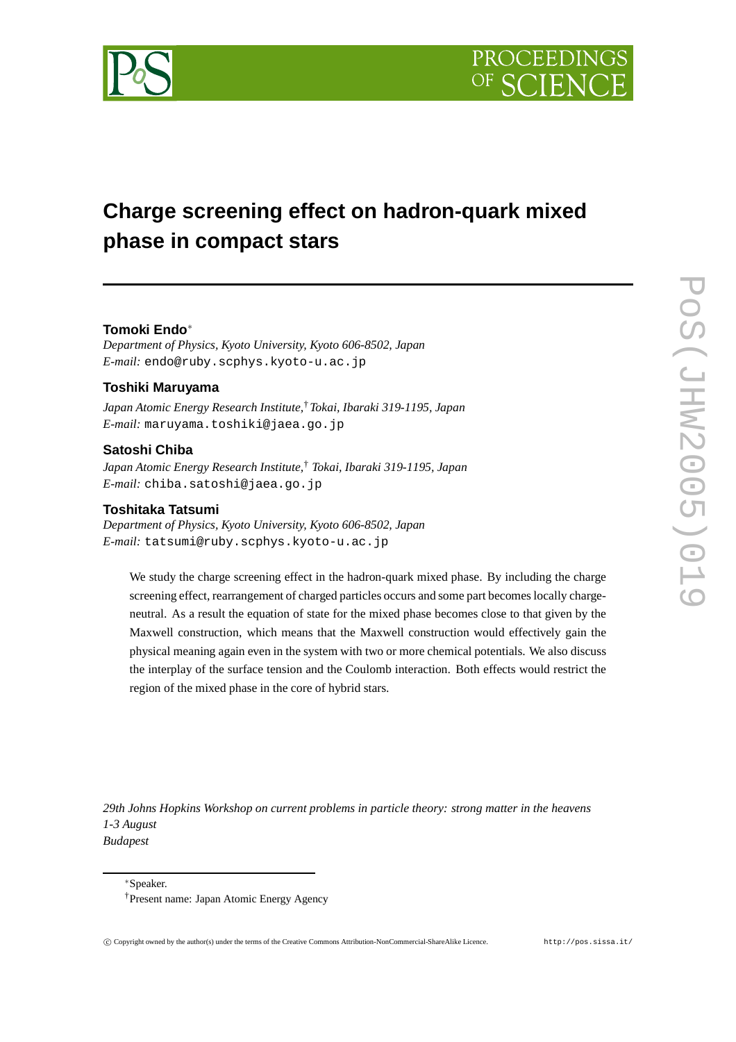# Charge screening effect on hadron-quark mixed phase in compact stars

**Tomoki Endo**[*]

*Department of Physics, Kyoto University, Kyoto 606-8502, Japan*
*E-mail:* endo@ruby.scphys.kyoto-u.ac.jp

**Toshiki Maruyama**

*Japan Atomic Energy Research Institute,*[†] *Tokai, Ibaraki 319-1195, Japan*
*E-mail:* maruyama.toshiki@jaea.go.jp

**Satoshi Chiba**

*Japan Atomic Energy Research Institute,*[†] *Tokai, Ibaraki 319-1195, Japan*
*E-mail:* chiba.satoshi@jaea.go.jp

**Toshitaka Tatsumi**

*Department of Physics, Kyoto University, Kyoto 606-8502, Japan*
*E-mail:* tatsumi@ruby.scphys.kyoto-u.ac.jp

We study the charge screening effect in the hadron-quark mixed phase. By including the charge screening effect, rearrangement of charged particles occurs and some part becomes locally charge-neutral. As a result the equation of state for the mixed phase becomes close to that given by the Maxwell construction, which means that the Maxwell construction would effectively gain the physical meaning again even in the system with two or more chemical potentials. We also discuss the interplay of the surface tension and the Coulomb interaction. Both effects would restrict the region of the mixed phase in the core of hybrid stars.

*29th Johns Hopkins Workshop on current problems in particle theory: strong matter in the heavens*
*1-3 August*
*Budapest*

[*]Speaker.

[†]Present name: Japan Atomic Energy Agency

© Copyright owned by the author(s) under the terms of the Creative Commons Attribution-NonCommercial-ShareAlike Licence. http://pos.sissa.it/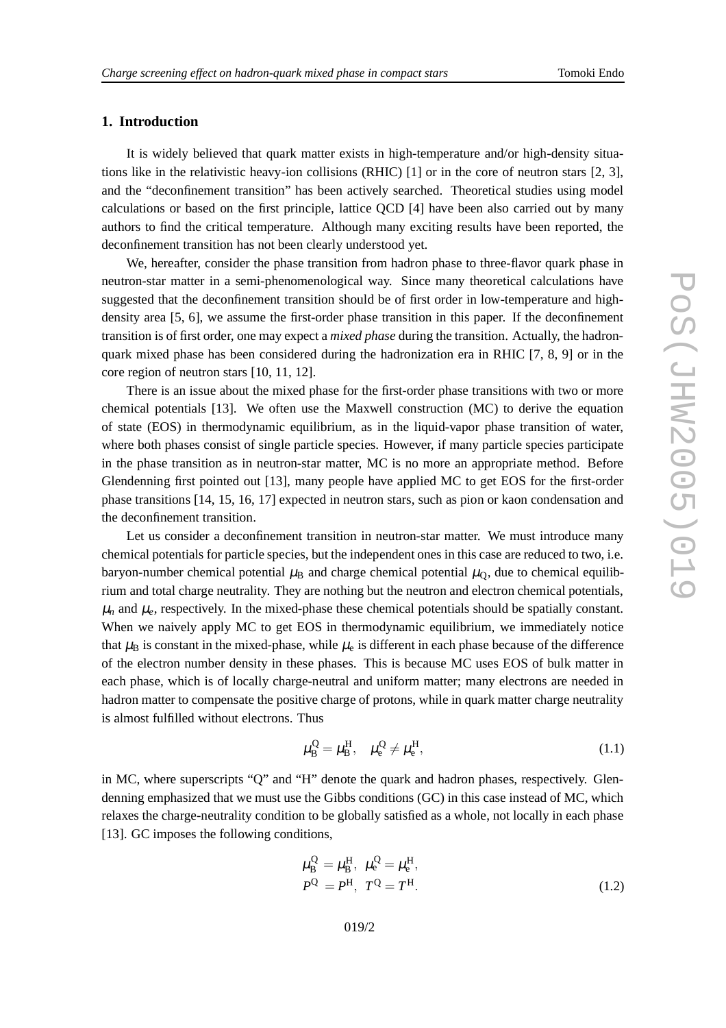## 1. Introduction

It is widely believed that quark matter exists in high-temperature and/or high-density situations like in the relativistic heavy-ion collisions (RHIC) [1] or in the core of neutron stars [2, 3], and the "deconfinement transition" has been actively searched. Theoretical studies using model calculations or based on the first principle, lattice QCD [4] have been also carried out by many authors to find the critical temperature. Although many exciting results have been reported, the deconfinement transition has not been clearly understood yet.

We, hereafter, consider the phase transition from hadron phase to three-flavor quark phase in neutron-star matter in a semi-phenomenological way. Since many theoretical calculations have suggested that the deconfinement transition should be of first order in low-temperature and high-density area [5, 6], we assume the first-order phase transition in this paper. If the deconfinement transition is of first order, one may expect a *mixed phase* during the transition. Actually, the hadron-quark mixed phase has been considered during the hadronization era in RHIC [7, 8, 9] or in the core region of neutron stars [10, 11, 12].

There is an issue about the mixed phase for the first-order phase transitions with two or more chemical potentials [13]. We often use the Maxwell construction (MC) to derive the equation of state (EOS) in thermodynamic equilibrium, as in the liquid-vapor phase transition of water, where both phases consist of single particle species. However, if many particle species participate in the phase transition as in neutron-star matter, MC is no more an appropriate method. Before Glendenning first pointed out [13], many people have applied MC to get EOS for the first-order phase transitions [14, 15, 16, 17] expected in neutron stars, such as pion or kaon condensation and the deconfinement transition.

Let us consider a deconfinement transition in neutron-star matter. We must introduce many chemical potentials for particle species, but the independent ones in this case are reduced to two, i.e. baryon-number chemical potential $\mu_{\rm B}$ and charge chemical potential $\mu_{\rm Q}$, due to chemical equilibrium and total charge neutrality. They are nothing but the neutron and electron chemical potentials, $\mu_n$ and $\mu_e$, respectively. In the mixed-phase these chemical potentials should be spatially constant. When we naively apply MC to get EOS in thermodynamic equilibrium, we immediately notice that $\mu_{\rm B}$ is constant in the mixed-phase, while $\mu_{\rm e}$ is different in each phase because of the difference of the electron number density in these phases. This is because MC uses EOS of bulk matter in each phase, which is of locally charge-neutral and uniform matter; many electrons are needed in hadron matter to compensate the positive charge of protons, while in quark matter charge neutrality is almost fulfilled without electrons. Thus

$$\mu_{\rm B}^{\rm Q} = \mu_{\rm B}^{\rm H}, \quad \mu_{\rm e}^{\rm Q} \neq \mu_{\rm e}^{\rm H}, \tag{1.1}$$

in MC, where superscripts "Q" and "H" denote the quark and hadron phases, respectively. Glendenning emphasized that we must use the Gibbs conditions (GC) in this case instead of MC, which relaxes the charge-neutrality condition to be globally satisfied as a whole, not locally in each phase [13]. GC imposes the following conditions,

$$\begin{aligned} \mu_{\rm B}^{\rm Q} &= \mu_{\rm B}^{\rm H}, \;\; \mu_{\rm e}^{\rm Q} = \mu_{\rm e}^{\rm H}, \\ P^{\rm Q} &= P^{\rm H}, \;\; T^{\rm Q} = T^{\rm H}. \end{aligned} \tag{1.2}$$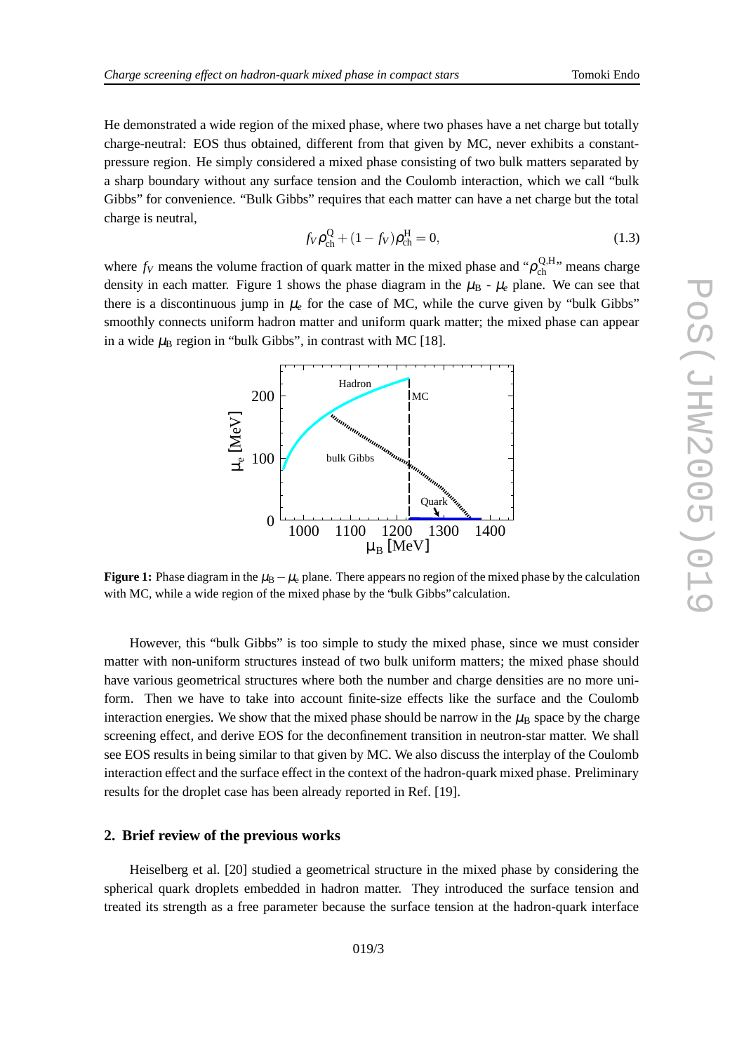He demonstrated a wide region of the mixed phase, where two phases have a net charge but totally charge-neutral: EOS thus obtained, different from that given by MC, never exhibits a constant-pressure region. He simply considered a mixed phase consisting of two bulk matters separated by a sharp boundary without any surface tension and the Coulomb interaction, which we call "bulk Gibbs" for convenience. "Bulk Gibbs" requires that each matter can have a net charge but the total charge is neutral,

$$f_V \rho_{\rm ch}^{\rm Q} + (1 - f_V)\rho_{\rm ch}^{\rm H} = 0, \tag{1.3}$$

where $f_V$ means the volume fraction of quark matter in the mixed phase and "$\rho_{\rm ch}^{\rm Q,H}$" means charge density in each matter. Figure 1 shows the phase diagram in the $\mu_{\rm B}$ - $\mu_e$ plane. We can see that there is a discontinuous jump in $\mu_e$ for the case of MC, while the curve given by "bulk Gibbs" smoothly connects uniform hadron matter and uniform quark matter; the mixed phase can appear in a wide $\mu_{\rm B}$ region in "bulk Gibbs", in contrast with MC [18].

**Figure 1:** Phase diagram in the $\mu_{\rm B} - \mu_{\rm e}$ plane. There appears no region of the mixed phase by the calculation with MC, while a wide region of the mixed phase by the "bulk Gibbs" calculation.

However, this "bulk Gibbs" is too simple to study the mixed phase, since we must consider matter with non-uniform structures instead of two bulk uniform matters; the mixed phase should have various geometrical structures where both the number and charge densities are no more uniform. Then we have to take into account finite-size effects like the surface and the Coulomb interaction energies. We show that the mixed phase should be narrow in the $\mu_{\rm B}$ space by the charge screening effect, and derive EOS for the deconfinement transition in neutron-star matter. We shall see EOS results in being similar to that given by MC. We also discuss the interplay of the Coulomb interaction effect and the surface effect in the context of the hadron-quark mixed phase. Preliminary results for the droplet case has been already reported in Ref. [19].

## 2. Brief review of the previous works

Heiselberg et al. [20] studied a geometrical structure in the mixed phase by considering the spherical quark droplets embedded in hadron matter. They introduced the surface tension and treated its strength as a free parameter because the surface tension at the hadron-quark interface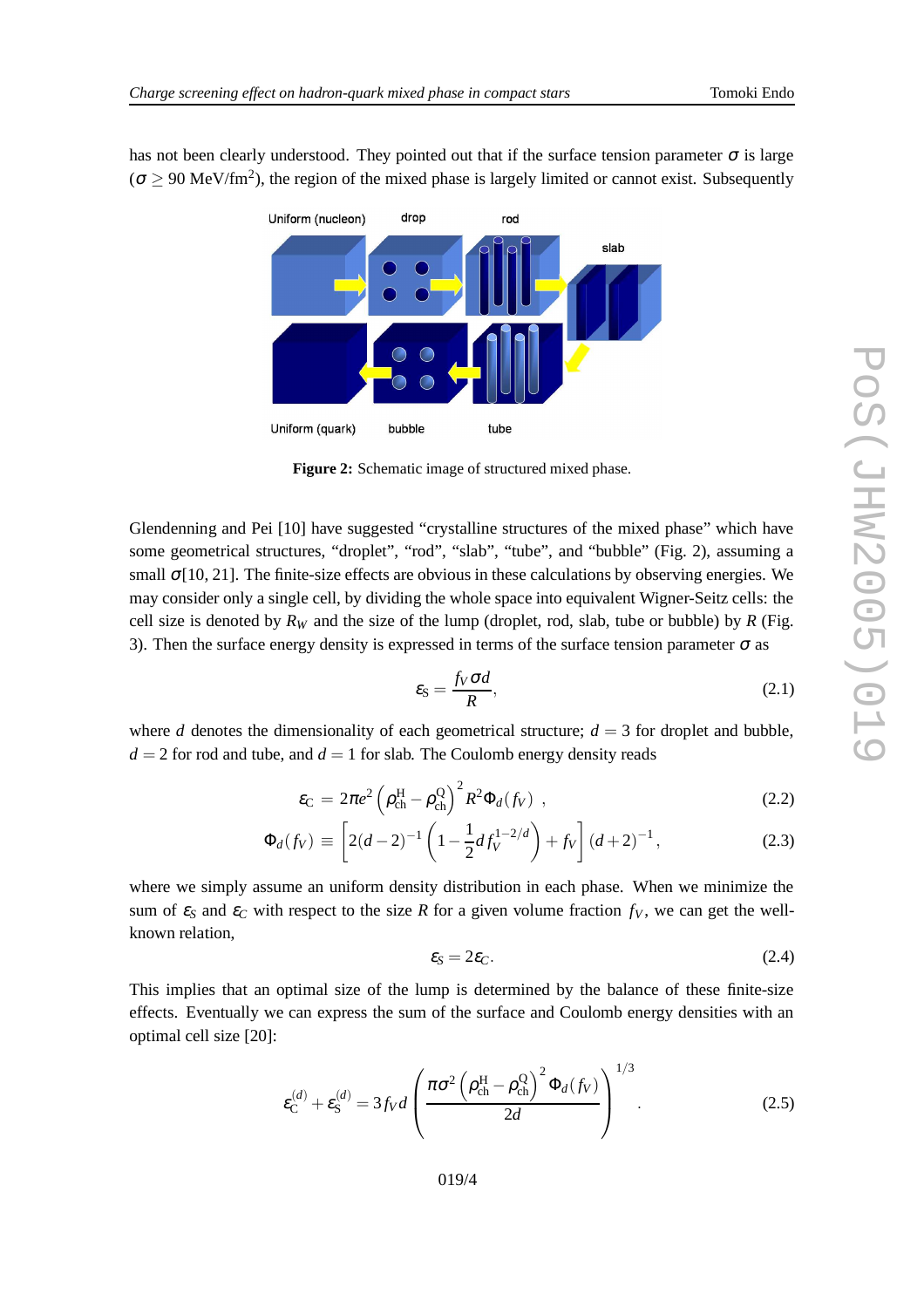has not been clearly understood. They pointed out that if the surface tension parameter $\sigma$ is large ($\sigma \geq 90$ MeV/fm$^2$), the region of the mixed phase is largely limited or cannot exist. Subsequently

**Figure 2:** Schematic image of structured mixed phase.

Glendenning and Pei [10] have suggested “crystalline structures of the mixed phase” which have some geometrical structures, “droplet”, “rod”, “slab”, “tube”, and “bubble” (Fig. 2), assuming a small $\sigma$[10, 21]. The finite-size effects are obvious in these calculations by observing energies. We may consider only a single cell, by dividing the whole space into equivalent Wigner-Seitz cells: the cell size is denoted by $R_W$ and the size of the lump (droplet, rod, slab, tube or bubble) by $R$ (Fig. 3). Then the surface energy density is expressed in terms of the surface tension parameter $\sigma$ as

$$\varepsilon_S = \frac{f_V \sigma d}{R}, \tag{2.1}$$

where $d$ denotes the dimensionality of each geometrical structure; $d = 3$ for droplet and bubble, $d = 2$ for rod and tube, and $d = 1$ for slab. The Coulomb energy density reads

$$\varepsilon_C = 2\pi e^2 \left(\rho_{\rm ch}^{\rm H} - \rho_{\rm ch}^{\rm Q}\right)^2 R^2 \Phi_d(f_V) \ , \tag{2.2}$$

$$\Phi_d(f_V) \equiv \left[2(d-2)^{-1}\left(1 - \frac{1}{2} d f_V^{1-2/d}\right) + f_V\right](d+2)^{-1}, \tag{2.3}$$

where we simply assume an uniform density distribution in each phase. When we minimize the sum of $\varepsilon_S$ and $\varepsilon_C$ with respect to the size $R$ for a given volume fraction $f_V$, we can get the well-known relation,

$$\varepsilon_S = 2\varepsilon_C. \tag{2.4}$$

This implies that an optimal size of the lump is determined by the balance of these finite-size effects. Eventually we can express the sum of the surface and Coulomb energy densities with an optimal cell size [20]:

$$\varepsilon_C^{(d)} + \varepsilon_S^{(d)} = 3 f_V d \left(\frac{\pi\sigma^2 \left(\rho_{\rm ch}^{\rm H} - \rho_{\rm ch}^{\rm Q}\right)^2 \Phi_d(f_V)}{2d}\right)^{1/3}. \tag{2.5}$$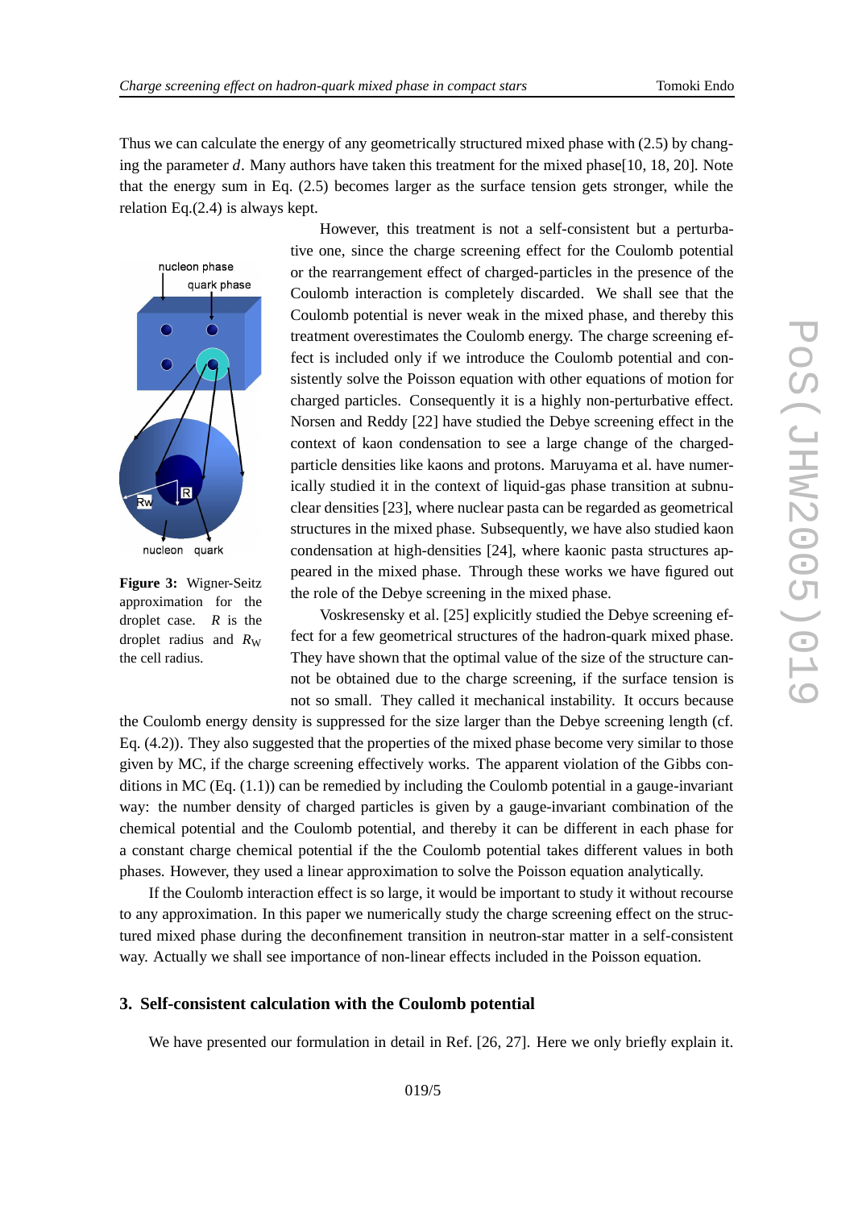Thus we can calculate the energy of any geometrically structured mixed phase with (2.5) by changing the parameter $d$. Many authors have taken this treatment for the mixed phase[10, 18, 20]. Note that the energy sum in Eq. (2.5) becomes larger as the surface tension gets stronger, while the relation Eq.(2.4) is always kept.

However, this treatment is not a self-consistent but a perturbative one, since the charge screening effect for the Coulomb potential or the rearrangement effect of charged-particles in the presence of the Coulomb interaction is completely discarded. We shall see that the Coulomb potential is never weak in the mixed phase, and thereby this treatment overestimates the Coulomb energy. The charge screening effect is included only if we introduce the Coulomb potential and consistently solve the Poisson equation with other equations of motion for charged particles. Consequently it is a highly non-perturbative effect. Norsen and Reddy [22] have studied the Debye screening effect in the context of kaon condensation to see a large change of the charged-particle densities like kaons and protons. Maruyama et al. have numerically studied it in the context of liquid-gas phase transition at subnuclear densities [23], where nuclear pasta can be regarded as geometrical structures in the mixed phase. Subsequently, we have also studied kaon condensation at high-densities [24], where kaonic pasta structures appeared in the mixed phase. Through these works we have figured out the role of the Debye screening in the mixed phase.

**Figure 3:** Wigner-Seitz approximation for the droplet case. $R$ is the droplet radius and $R_{\rm W}$ the cell radius.

Voskresensky et al. [25] explicitly studied the Debye screening effect for a few geometrical structures of the hadron-quark mixed phase. They have shown that the optimal value of the size of the structure cannot be obtained due to the charge screening, if the surface tension is not so small. They called it mechanical instability. It occurs because the Coulomb energy density is suppressed for the size larger than the Debye screening length (cf. Eq. (4.2)). They also suggested that the properties of the mixed phase become very similar to those given by MC, if the charge screening effectively works. The apparent violation of the Gibbs conditions in MC (Eq. (1.1)) can be remedied by including the Coulomb potential in a gauge-invariant way: the number density of charged particles is given by a gauge-invariant combination of the chemical potential and the Coulomb potential, and thereby it can be different in each phase for a constant charge chemical potential if the the Coulomb potential takes different values in both phases. However, they used a linear approximation to solve the Poisson equation analytically.

If the Coulomb interaction effect is so large, it would be important to study it without recourse to any approximation. In this paper we numerically study the charge screening effect on the structured mixed phase during the deconfinement transition in neutron-star matter in a self-consistent way. Actually we shall see importance of non-linear effects included in the Poisson equation.

## 3. Self-consistent calculation with the Coulomb potential

We have presented our formulation in detail in Ref. [26, 27]. Here we only briefly explain it.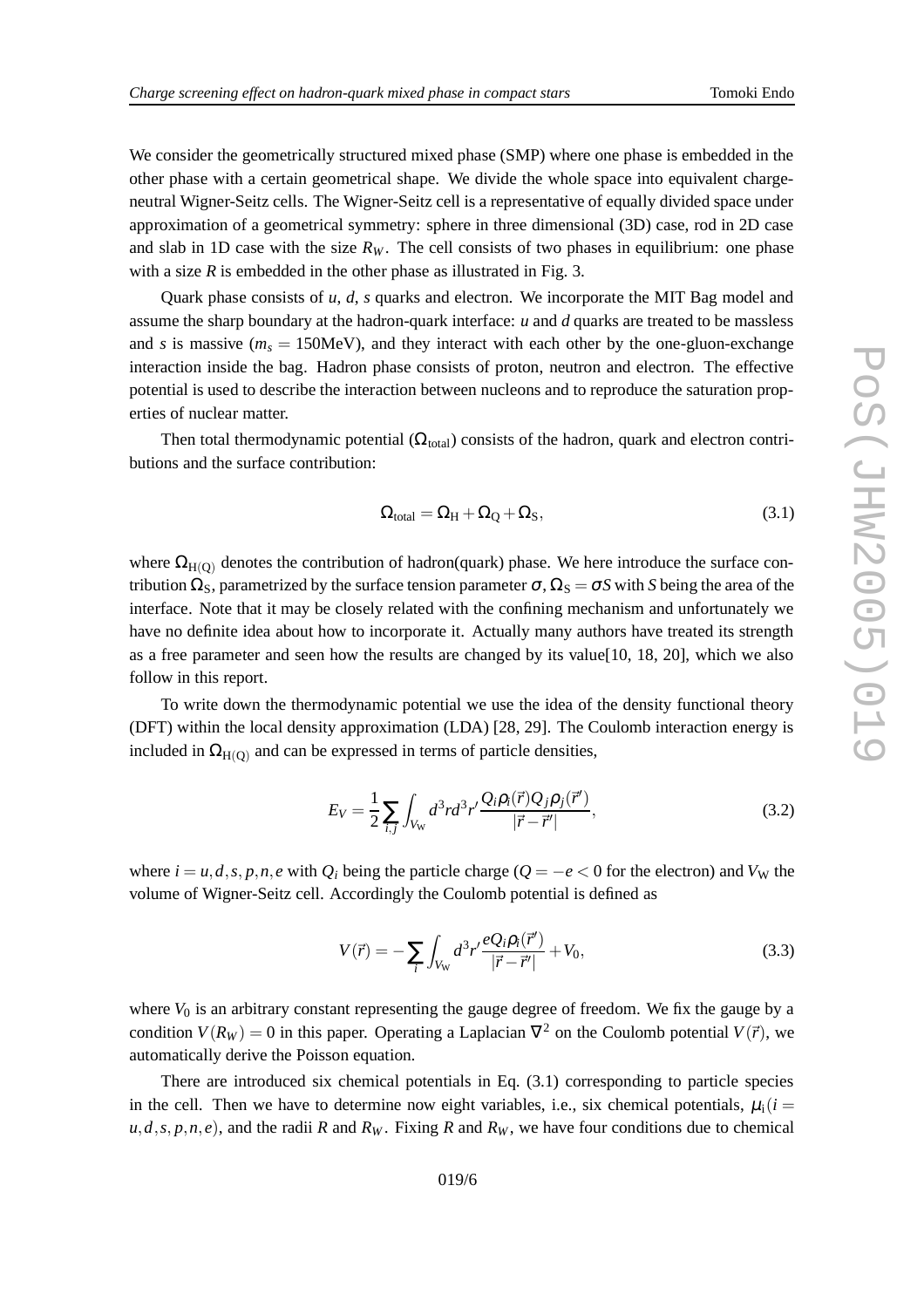We consider the geometrically structured mixed phase (SMP) where one phase is embedded in the other phase with a certain geometrical shape. We divide the whole space into equivalent charge-neutral Wigner-Seitz cells. The Wigner-Seitz cell is a representative of equally divided space under approximation of a geometrical symmetry: sphere in three dimensional (3D) case, rod in 2D case and slab in 1D case with the size $R_W$. The cell consists of two phases in equilibrium: one phase with a size $R$ is embedded in the other phase as illustrated in Fig. 3.

Quark phase consists of $u$, $d$, $s$ quarks and electron. We incorporate the MIT Bag model and assume the sharp boundary at the hadron-quark interface: $u$ and $d$ quarks are treated to be massless and $s$ is massive ($m_s = 150$MeV), and they interact with each other by the one-gluon-exchange interaction inside the bag. Hadron phase consists of proton, neutron and electron. The effective potential is used to describe the interaction between nucleons and to reproduce the saturation properties of nuclear matter.

Then total thermodynamic potential ($\Omega_{\rm total}$) consists of the hadron, quark and electron contributions and the surface contribution:

$$\Omega_{\rm total} = \Omega_{\rm H} + \Omega_{\rm Q} + \Omega_{\rm S}, \tag{3.1}$$

where $\Omega_{\rm H(Q)}$ denotes the contribution of hadron(quark) phase. We here introduce the surface contribution $\Omega_{\rm S}$, parametrized by the surface tension parameter $\sigma$, $\Omega_{\rm S} = \sigma S$ with $S$ being the area of the interface. Note that it may be closely related with the confining mechanism and unfortunately we have no definite idea about how to incorporate it. Actually many authors have treated its strength as a free parameter and seen how the results are changed by its value[10, 18, 20], which we also follow in this report.

To write down the thermodynamic potential we use the idea of the density functional theory (DFT) within the local density approximation (LDA) [28, 29]. The Coulomb interaction energy is included in $\Omega_{\rm H(Q)}$ and can be expressed in terms of particle densities,

$$E_V = \frac{1}{2}\sum_{i,j}\int_{V_{\rm W}} d^3r d^3r' \frac{Q_i\rho_i(\vec{r})Q_j\rho_j(\vec{r}')}{|\vec{r}-\vec{r}'|}, \tag{3.2}$$

where $i = u,d,s,p,n,e$ with $Q_i$ being the particle charge ($Q = -e < 0$ for the electron) and $V_{\rm W}$ the volume of Wigner-Seitz cell. Accordingly the Coulomb potential is defined as

$$V(\vec{r}) = -\sum_i \int_{V_{\rm W}} d^3r' \frac{eQ_i\rho_i(\vec{r}')}{|\vec{r}-\vec{r}'|} + V_0, \tag{3.3}$$

where $V_0$ is an arbitrary constant representing the gauge degree of freedom. We fix the gauge by a condition $V(R_W) = 0$ in this paper. Operating a Laplacian $\nabla^2$ on the Coulomb potential $V(\vec{r})$, we automatically derive the Poisson equation.

There are introduced six chemical potentials in Eq. (3.1) corresponding to particle species in the cell. Then we have to determine now eight variables, i.e., six chemical potentials, $\mu_i (i = u,d,s,p,n,e)$, and the radii $R$ and $R_W$. Fixing $R$ and $R_W$, we have four conditions due to chemical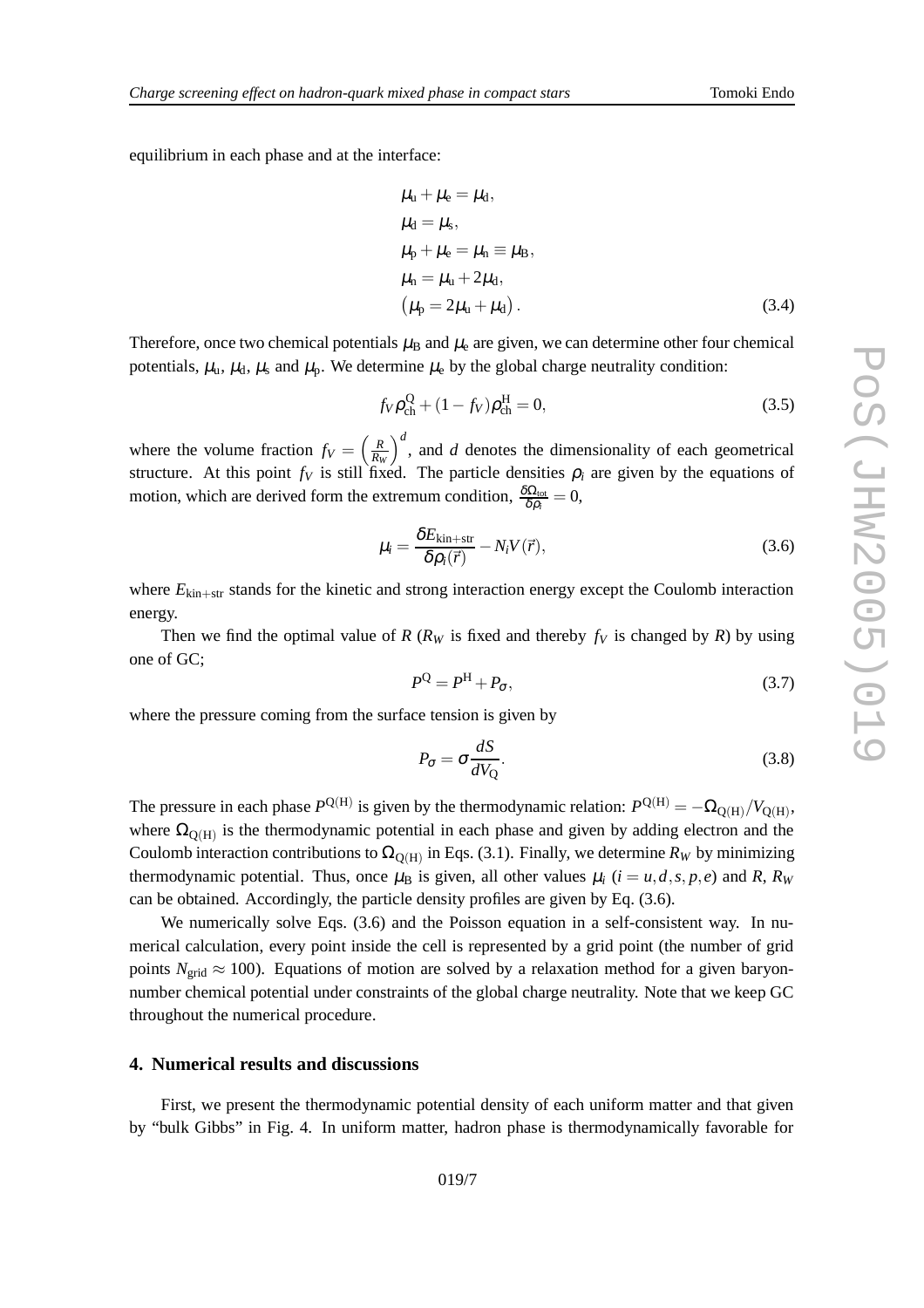equilibrium in each phase and at the interface:

$$
\begin{aligned}
&\mu_u + \mu_e = \mu_d, \\
&\mu_d = \mu_s, \\
&\mu_p + \mu_e = \mu_n \equiv \mu_B, \\
&\mu_n = \mu_u + 2\mu_d, \\
&\left(\mu_p = 2\mu_u + \mu_d\right).
\end{aligned}
\tag{3.4}
$$

Therefore, once two chemical potentials $\mu_B$ and $\mu_e$ are given, we can determine other four chemical potentials, $\mu_u$, $\mu_d$, $\mu_s$ and $\mu_p$. We determine $\mu_e$ by the global charge neutrality condition:

$$
f_V \rho_{ch}^{Q} + (1 - f_V)\rho_{ch}^{H} = 0, \tag{3.5}
$$

where the volume fraction $f_V = \left(\frac{R}{R_W}\right)^d$, and $d$ denotes the dimensionality of each geometrical structure. At this point $f_V$ is still fixed. The particle densities $\rho_i$ are given by the equations of motion, which are derived form the extremum condition, $\frac{\delta\Omega_{tot}}{\delta\rho_i} = 0$,

$$
\mu_i = \frac{\delta E_{kin+str}}{\delta\rho_i(\vec{r})} - N_i V(\vec{r}), \tag{3.6}
$$

where $E_{kin+str}$ stands for the kinetic and strong interaction energy except the Coulomb interaction energy.

Then we find the optimal value of $R$ ($R_W$ is fixed and thereby $f_V$ is changed by $R$) by using one of GC;

$$
P^{Q} = P^{H} + P_\sigma, \tag{3.7}
$$

where the pressure coming from the surface tension is given by

$$
P_\sigma = \sigma \frac{dS}{dV_Q}. \tag{3.8}
$$

The pressure in each phase $P^{Q(H)}$ is given by the thermodynamic relation: $P^{Q(H)} = -\Omega_{Q(H)}/V_{Q(H)}$, where $\Omega_{Q(H)}$ is the thermodynamic potential in each phase and given by adding electron and the Coulomb interaction contributions to $\Omega_{Q(H)}$ in Eqs. (3.1). Finally, we determine $R_W$ by minimizing thermodynamic potential. Thus, once $\mu_B$ is given, all other values $\mu_i$ ($i = u, d, s, p, e$) and $R$, $R_W$ can be obtained. Accordingly, the particle density profiles are given by Eq. (3.6).

We numerically solve Eqs. (3.6) and the Poisson equation in a self-consistent way. In numerical calculation, every point inside the cell is represented by a grid point (the number of grid points $N_{grid} \approx 100$). Equations of motion are solved by a relaxation method for a given baryon-number chemical potential under constraints of the global charge neutrality. Note that we keep GC throughout the numerical procedure.

## 4. Numerical results and discussions

First, we present the thermodynamic potential density of each uniform matter and that given by "bulk Gibbs" in Fig. 4. In uniform matter, hadron phase is thermodynamically favorable for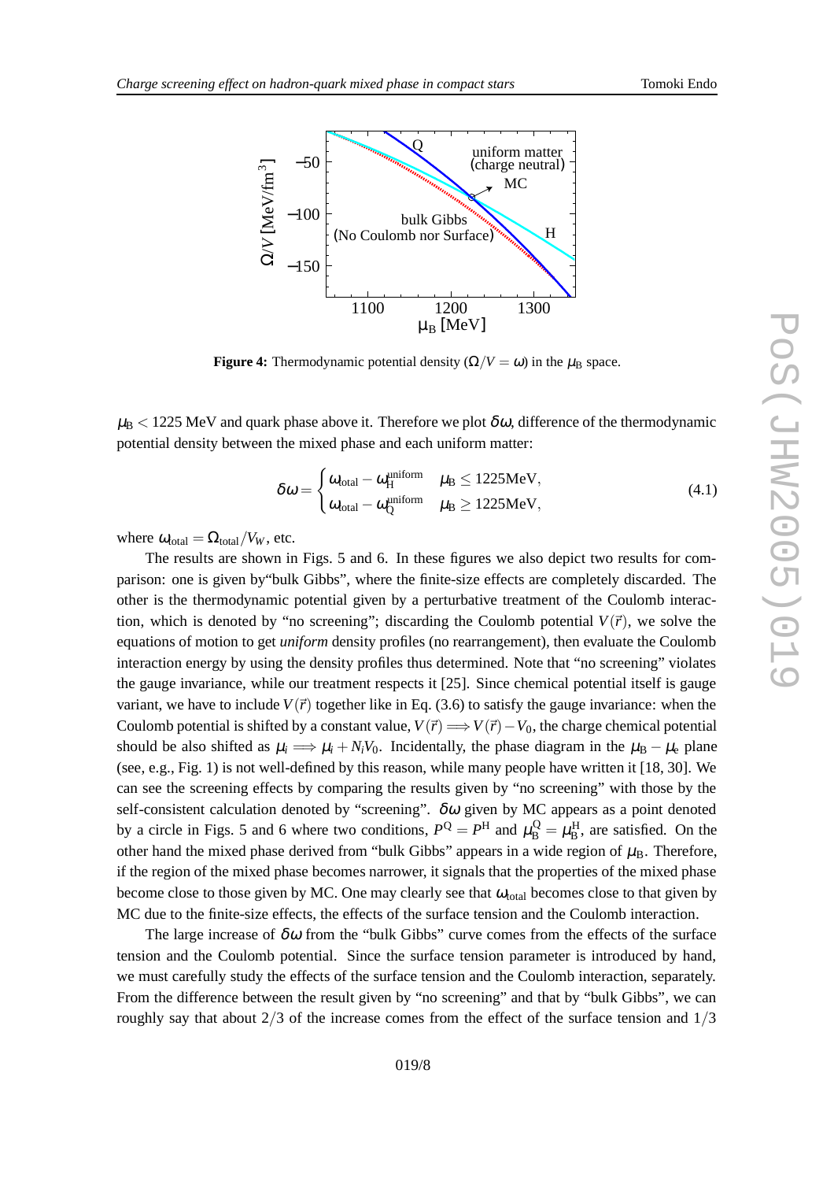**Figure 4:** Thermodynamic potential density ($\Omega/V = \omega$) in the $\mu_B$ space.

$\mu_B < 1225$ MeV and quark phase above it. Therefore we plot $\delta\omega$, difference of the thermodynamic potential density between the mixed phase and each uniform matter:

$$\delta\omega = \begin{cases} \omega_{\rm total} - \omega_{\rm H}^{\rm uniform} & \mu_B \leq 1225\text{MeV}, \\ \omega_{\rm total} - \omega_{\rm Q}^{\rm uniform} & \mu_B \geq 1225\text{MeV}, \end{cases} \tag{4.1}$$

where $\omega_{\rm total} = \Omega_{\rm total}/V_W$, etc.

The results are shown in Figs. 5 and 6. In these figures we also depict two results for comparison: one is given by"bulk Gibbs", where the finite-size effects are completely discarded. The other is the thermodynamic potential given by a perturbative treatment of the Coulomb interaction, which is denoted by "no screening"; discarding the Coulomb potential $V(\vec{r})$, we solve the equations of motion to get *uniform* density profiles (no rearrangement), then evaluate the Coulomb interaction energy by using the density profiles thus determined. Note that "no screening" violates the gauge invariance, while our treatment respects it [25]. Since chemical potential itself is gauge variant, we have to include $V(\vec{r})$ together like in Eq. (3.6) to satisfy the gauge invariance: when the Coulomb potential is shifted by a constant value, $V(\vec{r}) \Longrightarrow V(\vec{r}) - V_0$, the charge chemical potential should be also shifted as $\mu_i \Longrightarrow \mu_i + N_i V_0$. Incidentally, the phase diagram in the $\mu_B - \mu_e$ plane (see, e.g., Fig. 1) is not well-defined by this reason, while many people have written it [18, 30]. We can see the screening effects by comparing the results given by "no screening" with those by the self-consistent calculation denoted by "screening". $\delta\omega$ given by MC appears as a point denoted by a circle in Figs. 5 and 6 where two conditions, $P^{\rm Q} = P^{\rm H}$ and $\mu_B^{\rm Q} = \mu_B^{\rm H}$, are satisfied. On the other hand the mixed phase derived from "bulk Gibbs" appears in a wide region of $\mu_B$. Therefore, if the region of the mixed phase becomes narrower, it signals that the properties of the mixed phase become close to those given by MC. One may clearly see that $\omega_{\rm total}$ becomes close to that given by MC due to the finite-size effects, the effects of the surface tension and the Coulomb interaction.

The large increase of $\delta\omega$ from the "bulk Gibbs" curve comes from the effects of the surface tension and the Coulomb potential. Since the surface tension parameter is introduced by hand, we must carefully study the effects of the surface tension and the Coulomb interaction, separately. From the difference between the result given by "no screening" and that by "bulk Gibbs", we can roughly say that about $2/3$ of the increase comes from the effect of the surface tension and $1/3$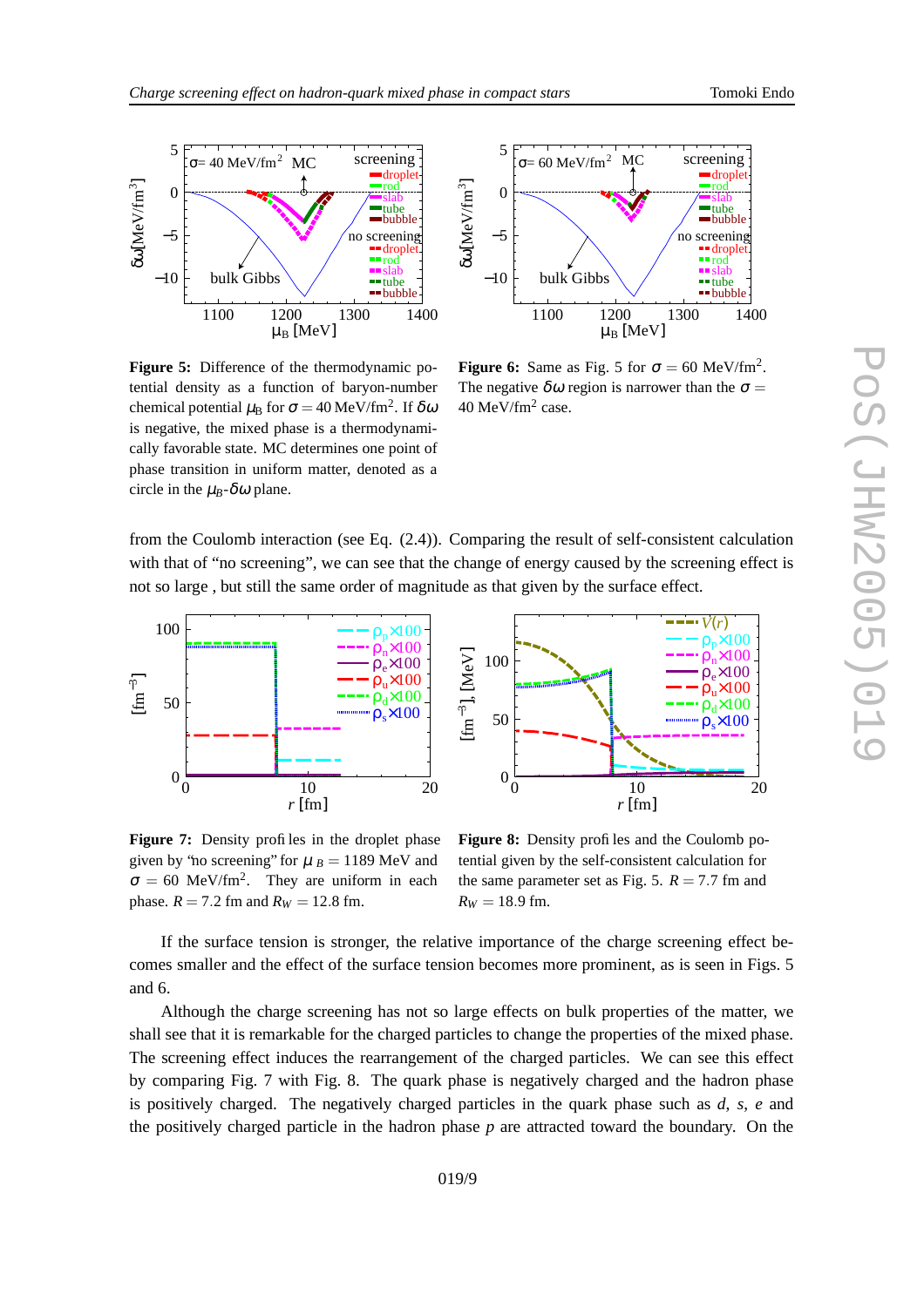**Figure 5:** Difference of the thermodynamic potential density as a function of baryon-number chemical potential $\mu_B$ for $\sigma = 40$ MeV/fm$^2$. If $\delta\omega$ is negative, the mixed phase is a thermodynamically favorable state. MC determines one point of phase transition in uniform matter, denoted as a circle in the $\mu_B$-$\delta\omega$ plane.

**Figure 6:** Same as Fig. 5 for $\sigma = 60$ MeV/fm$^2$. The negative $\delta\omega$ region is narrower than the $\sigma = 40$ MeV/fm$^2$ case.

from the Coulomb interaction (see Eq. (2.4)). Comparing the result of self-consistent calculation with that of "no screening", we can see that the change of energy caused by the screening effect is not so large , but still the same order of magnitude as that given by the surface effect.

**Figure 7:** Density profiles in the droplet phase given by "no screening" for $\mu_B = 1189$ MeV and $\sigma = 60$ MeV/fm$^2$. They are uniform in each phase. $R = 7.2$ fm and $R_W = 12.8$ fm.

**Figure 8:** Density profiles and the Coulomb potential given by the self-consistent calculation for the same parameter set as Fig. 5. $R = 7.7$ fm and $R_W = 18.9$ fm.

If the surface tension is stronger, the relative importance of the charge screening effect becomes smaller and the effect of the surface tension becomes more prominent, as is seen in Figs. 5 and 6.

Although the charge screening has not so large effects on bulk properties of the matter, we shall see that it is remarkable for the charged particles to change the properties of the mixed phase. The screening effect induces the rearrangement of the charged particles. We can see this effect by comparing Fig. 7 with Fig. 8. The quark phase is negatively charged and the hadron phase is positively charged. The negatively charged particles in the quark phase such as $d$, $s$, $e$ and the positively charged particle in the hadron phase $p$ are attracted toward the boundary. On the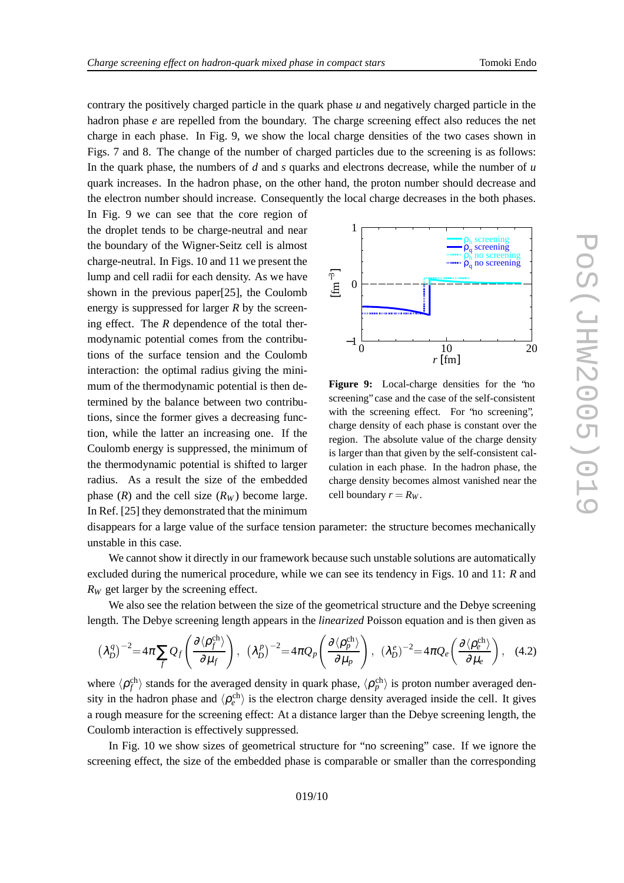contrary the positively charged particle in the quark phase $u$ and negatively charged particle in the hadron phase $e$ are repelled from the boundary. The charge screening effect also reduces the net charge in each phase. In Fig. 9, we show the local charge densities of the two cases shown in Figs. 7 and 8. The change of the number of charged particles due to the screening is as follows: In the quark phase, the numbers of $d$ and $s$ quarks and electrons decrease, while the number of $u$ quark increases. In the hadron phase, on the other hand, the proton number should decrease and the electron number should increase. Consequently the local charge decreases in the both phases. In Fig. 9 we can see that the core region of the droplet tends to be charge-neutral and near the boundary of the Wigner-Seitz cell is almost charge-neutral. In Figs. 10 and 11 we present the lump and cell radii for each density. As we have shown in the previous paper[25], the Coulomb energy is suppressed for larger $R$ by the screening effect. The $R$ dependence of the total thermodynamic potential comes from the contributions of the surface tension and the Coulomb interaction: the optimal radius giving the minimum of the thermodynamic potential is then determined by the balance between two contributions, since the former gives a decreasing function, while the latter an increasing one. If the Coulomb energy is suppressed, the minimum of the thermodynamic potential is shifted to larger radius. As a result the size of the embedded phase ($R$) and the cell size ($R_W$) become large. In Ref. [25] they demonstrated that the minimum disappears for a large value of the surface tension parameter: the structure becomes mechanically unstable in this case.

**Figure 9:** Local-charge densities for the "no screening" case and the case of the self-consistent with the screening effect. For "no screening", charge density of each phase is constant over the region. The absolute value of the charge density is larger than that given by the self-consistent calculation in each phase. In the hadron phase, the charge density becomes almost vanished near the cell boundary $r = R_W$.

We cannot show it directly in our framework because such unstable solutions are automatically excluded during the numerical procedure, while we can see its tendency in Figs. 10 and 11: $R$ and $R_W$ get larger by the screening effect.

We also see the relation between the size of the geometrical structure and the Debye screening length. The Debye screening length appears in the *linearized* Poisson equation and is then given as

$$\left(\lambda_D^q\right)^{-2} = 4\pi \sum_f Q_f \left(\frac{\partial \langle \rho_f^{\rm ch} \rangle}{\partial \mu_f}\right), \quad \left(\lambda_D^p\right)^{-2} = 4\pi Q_p \left(\frac{\partial \langle \rho_p^{\rm ch} \rangle}{\partial \mu_p}\right), \quad \left(\lambda_D^e\right)^{-2} = 4\pi Q_e \left(\frac{\partial \langle \rho_e^{\rm ch} \rangle}{\partial \mu_e}\right), \tag{4.2}$$

where $\langle \rho_f^{\rm ch} \rangle$ stands for the averaged density in quark phase, $\langle \rho_p^{\rm ch} \rangle$ is proton number averaged density in the hadron phase and $\langle \rho_e^{\rm ch} \rangle$ is the electron charge density averaged inside the cell. It gives a rough measure for the screening effect: At a distance larger than the Debye screening length, the Coulomb interaction is effectively suppressed.

In Fig. 10 we show sizes of geometrical structure for "no screening" case. If we ignore the screening effect, the size of the embedded phase is comparable or smaller than the corresponding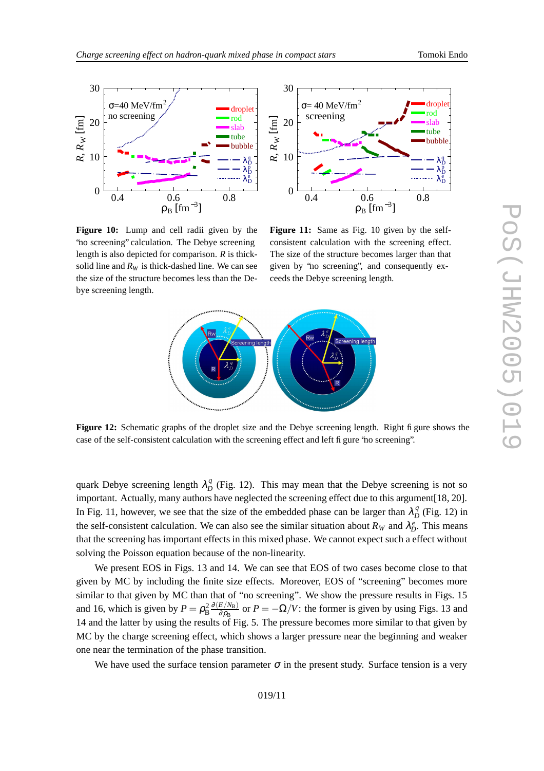**Figure 10:** Lump and cell radii given by the "no screening" calculation. The Debye screening length is also depicted for comparison. $R$ is thick-solid line and $R_W$ is thick-dashed line. We can see the size of the structure becomes less than the Debye screening length.

**Figure 11:** Same as Fig. 10 given by the self-consistent calculation with the screening effect. The size of the structure becomes larger than that given by "no screening", and consequently exceeds the Debye screening length.

**Figure 12:** Schematic graphs of the droplet size and the Debye screening length. Right figure shows the case of the self-consistent calculation with the screening effect and left figure "no screening".

quark Debye screening length $\lambda_D^q$ (Fig. 12). This may mean that the Debye screening is not so important. Actually, many authors have neglected the screening effect due to this argument[18, 20]. In Fig. 11, however, we see that the size of the embedded phase can be larger than $\lambda_D^q$ (Fig. 12) in the self-consistent calculation. We can also see the similar situation about $R_W$ and $\lambda_D^e$. This means that the screening has important effects in this mixed phase. We cannot expect such a effect without solving the Poisson equation because of the non-linearity.

We present EOS in Figs. 13 and 14. We can see that EOS of two cases become close to that given by MC by including the finite size effects. Moreover, EOS of "screening" becomes more similar to that given by MC than that of "no screening". We show the pressure results in Figs. 15 and 16, which is given by $P = \rho_B^2 \frac{\partial(E/N_B)}{\partial \rho_B}$ or $P = -\Omega/V$: the former is given by using Figs. 13 and 14 and the latter by using the results of Fig. 5. The pressure becomes more similar to that given by MC by the charge screening effect, which shows a larger pressure near the beginning and weaker one near the termination of the phase transition.

We have used the surface tension parameter $\sigma$ in the present study. Surface tension is a very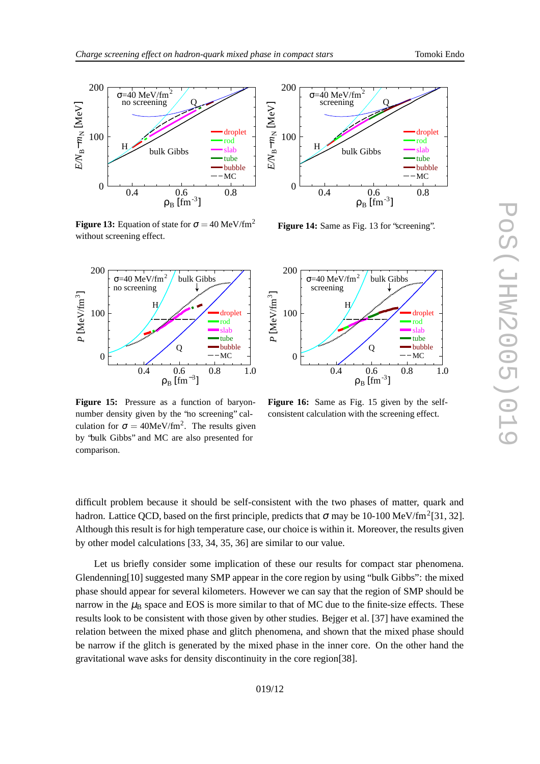**Figure 13:** Equation of state for $\sigma = 40$ MeV/fm$^2$ without screening effect.

**Figure 14:** Same as Fig. 13 for "screening".

**Figure 15:** Pressure as a function of baryon-number density given by the "no screening" calculation for $\sigma = 40$MeV/fm$^2$. The results given by "bulk Gibbs" and MC are also presented for comparison.

**Figure 16:** Same as Fig. 15 given by the self-consistent calculation with the screening effect.

difficult problem because it should be self-consistent with the two phases of matter, quark and hadron. Lattice QCD, based on the first principle, predicts that $\sigma$ may be 10-100 MeV/fm$^2$[31, 32]. Although this result is for high temperature case, our choice is within it. Moreover, the results given by other model calculations [33, 34, 35, 36] are similar to our value.

Let us briefly consider some implication of these our results for compact star phenomena. Glendenning[10] suggested many SMP appear in the core region by using "bulk Gibbs": the mixed phase should appear for several kilometers. However we can say that the region of SMP should be narrow in the $\mu_B$ space and EOS is more similar to that of MC due to the finite-size effects. These results look to be consistent with those given by other studies. Bejger et al. [37] have examined the relation between the mixed phase and glitch phenomena, and shown that the mixed phase should be narrow if the glitch is generated by the mixed phase in the inner core. On the other hand the gravitational wave asks for density discontinuity in the core region[38].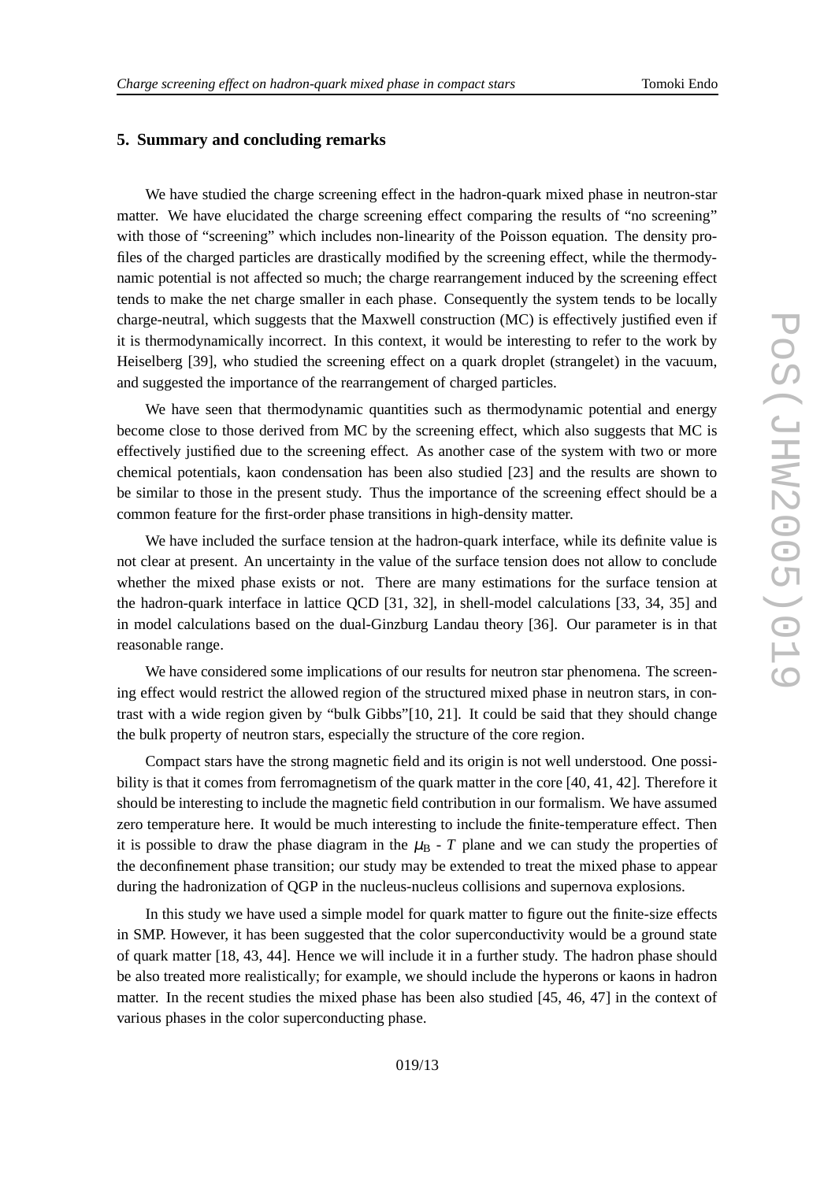## 5. Summary and concluding remarks

We have studied the charge screening effect in the hadron-quark mixed phase in neutron-star matter. We have elucidated the charge screening effect comparing the results of "no screening" with those of "screening" which includes non-linearity of the Poisson equation. The density profiles of the charged particles are drastically modified by the screening effect, while the thermodynamic potential is not affected so much; the charge rearrangement induced by the screening effect tends to make the net charge smaller in each phase. Consequently the system tends to be locally charge-neutral, which suggests that the Maxwell construction (MC) is effectively justified even if it is thermodynamically incorrect. In this context, it would be interesting to refer to the work by Heiselberg [39], who studied the screening effect on a quark droplet (strangelet) in the vacuum, and suggested the importance of the rearrangement of charged particles.

We have seen that thermodynamic quantities such as thermodynamic potential and energy become close to those derived from MC by the screening effect, which also suggests that MC is effectively justified due to the screening effect. As another case of the system with two or more chemical potentials, kaon condensation has been also studied [23] and the results are shown to be similar to those in the present study. Thus the importance of the screening effect should be a common feature for the first-order phase transitions in high-density matter.

We have included the surface tension at the hadron-quark interface, while its definite value is not clear at present. An uncertainty in the value of the surface tension does not allow to conclude whether the mixed phase exists or not. There are many estimations for the surface tension at the hadron-quark interface in lattice QCD [31, 32], in shell-model calculations [33, 34, 35] and in model calculations based on the dual-Ginzburg Landau theory [36]. Our parameter is in that reasonable range.

We have considered some implications of our results for neutron star phenomena. The screening effect would restrict the allowed region of the structured mixed phase in neutron stars, in contrast with a wide region given by "bulk Gibbs"[10, 21]. It could be said that they should change the bulk property of neutron stars, especially the structure of the core region.

Compact stars have the strong magnetic field and its origin is not well understood. One possibility is that it comes from ferromagnetism of the quark matter in the core [40, 41, 42]. Therefore it should be interesting to include the magnetic field contribution in our formalism. We have assumed zero temperature here. It would be much interesting to include the finite-temperature effect. Then it is possible to draw the phase diagram in the $\mu_B$ - $T$ plane and we can study the properties of the deconfinement phase transition; our study may be extended to treat the mixed phase to appear during the hadronization of QGP in the nucleus-nucleus collisions and supernova explosions.

In this study we have used a simple model for quark matter to figure out the finite-size effects in SMP. However, it has been suggested that the color superconductivity would be a ground state of quark matter [18, 43, 44]. Hence we will include it in a further study. The hadron phase should be also treated more realistically; for example, we should include the hyperons or kaons in hadron matter. In the recent studies the mixed phase has been also studied [45, 46, 47] in the context of various phases in the color superconducting phase.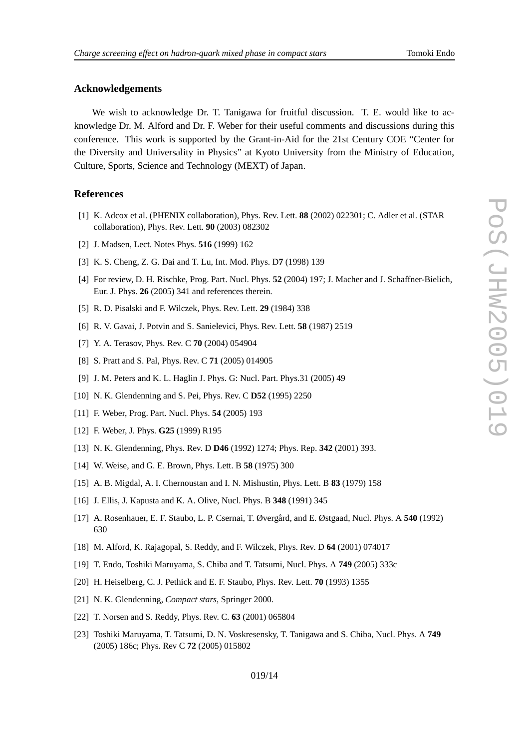## Acknowledgements

We wish to acknowledge Dr. T. Tanigawa for fruitful discussion. T. E. would like to acknowledge Dr. M. Alford and Dr. F. Weber for their useful comments and discussions during this conference. This work is supported by the Grant-in-Aid for the 21st Century COE "Center for the Diversity and Universality in Physics" at Kyoto University from the Ministry of Education, Culture, Sports, Science and Technology (MEXT) of Japan.

## References

[1] K. Adcox et al. (PHENIX collaboration), Phys. Rev. Lett. **88** (2002) 022301; C. Adler et al. (STAR collaboration), Phys. Rev. Lett. **90** (2003) 082302

[2] J. Madsen, Lect. Notes Phys. **516** (1999) 162

[3] K. S. Cheng, Z. G. Dai and T. Lu, Int. Mod. Phys. D**7** (1998) 139

[4] For review, D. H. Rischke, Prog. Part. Nucl. Phys. **52** (2004) 197; J. Macher and J. Schaffner-Bielich, Eur. J. Phys. **26** (2005) 341 and references therein.

[5] R. D. Pisalski and F. Wilczek, Phys. Rev. Lett. **29** (1984) 338

[6] R. V. Gavai, J. Potvin and S. Sanielevici, Phys. Rev. Lett. **58** (1987) 2519

[7] Y. A. Terasov, Phys. Rev. C **70** (2004) 054904

[8] S. Pratt and S. Pal, Phys. Rev. C **71** (2005) 014905

[9] J. M. Peters and K. L. Haglin J. Phys. G: Nucl. Part. Phys.31 (2005) 49

[10] N. K. Glendenning and S. Pei, Phys. Rev. C **D52** (1995) 2250

[11] F. Weber, Prog. Part. Nucl. Phys. **54** (2005) 193

[12] F. Weber, J. Phys. **G25** (1999) R195

[13] N. K. Glendenning, Phys. Rev. D **D46** (1992) 1274; Phys. Rep. **342** (2001) 393.

[14] W. Weise, and G. E. Brown, Phys. Lett. B **58** (1975) 300

[15] A. B. Migdal, A. I. Chernoustan and I. N. Mishustin, Phys. Lett. B **83** (1979) 158

[16] J. Ellis, J. Kapusta and K. A. Olive, Nucl. Phys. B **348** (1991) 345

[17] A. Rosenhauer, E. F. Staubo, L. P. Csernai, T. Øvergård, and E. Østgaad, Nucl. Phys. A **540** (1992) 630

[18] M. Alford, K. Rajagopal, S. Reddy, and F. Wilczek, Phys. Rev. D **64** (2001) 074017

[19] T. Endo, Toshiki Maruyama, S. Chiba and T. Tatsumi, Nucl. Phys. A **749** (2005) 333c

[20] H. Heiselberg, C. J. Pethick and E. F. Staubo, Phys. Rev. Lett. **70** (1993) 1355

[21] N. K. Glendenning, *Compact stars*, Springer 2000.

[22] T. Norsen and S. Reddy, Phys. Rev. C. **63** (2001) 065804

[23] Toshiki Maruyama, T. Tatsumi, D. N. Voskresensky, T. Tanigawa and S. Chiba, Nucl. Phys. A **749** (2005) 186c; Phys. Rev C **72** (2005) 015802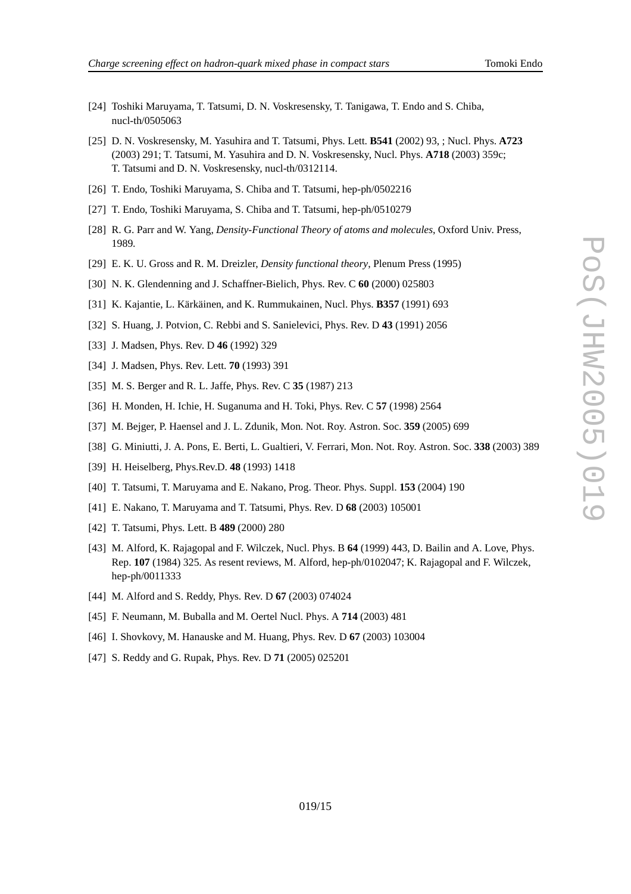[24] Toshiki Maruyama, T. Tatsumi, D. N. Voskresensky, T. Tanigawa, T. Endo and S. Chiba, nucl-th/0505063

[25] D. N. Voskresensky, M. Yasuhira and T. Tatsumi, Phys. Lett. **B541** (2002) 93, ; Nucl. Phys. **A723** (2003) 291; T. Tatsumi, M. Yasuhira and D. N. Voskresensky, Nucl. Phys. **A718** (2003) 359c; T. Tatsumi and D. N. Voskresensky, nucl-th/0312114.

[26] T. Endo, Toshiki Maruyama, S. Chiba and T. Tatsumi, hep-ph/0502216

[27] T. Endo, Toshiki Maruyama, S. Chiba and T. Tatsumi, hep-ph/0510279

[28] R. G. Parr and W. Yang, *Density-Functional Theory of atoms and molecules*, Oxford Univ. Press, 1989.

[29] E. K. U. Gross and R. M. Dreizler, *Density functional theory*, Plenum Press (1995)

[30] N. K. Glendenning and J. Schaffner-Bielich, Phys. Rev. C **60** (2000) 025803

[31] K. Kajantie, L. Kärkäinen, and K. Rummukainen, Nucl. Phys. **B357** (1991) 693

[32] S. Huang, J. Potvion, C. Rebbi and S. Sanielevici, Phys. Rev. D **43** (1991) 2056

[33] J. Madsen, Phys. Rev. D **46** (1992) 329

[34] J. Madsen, Phys. Rev. Lett. **70** (1993) 391

[35] M. S. Berger and R. L. Jaffe, Phys. Rev. C **35** (1987) 213

[36] H. Monden, H. Ichie, H. Suganuma and H. Toki, Phys. Rev. C **57** (1998) 2564

[37] M. Bejger, P. Haensel and J. L. Zdunik, Mon. Not. Roy. Astron. Soc. **359** (2005) 699

[38] G. Miniutti, J. A. Pons, E. Berti, L. Gualtieri, V. Ferrari, Mon. Not. Roy. Astron. Soc. **338** (2003) 389

[39] H. Heiselberg, Phys.Rev.D. **48** (1993) 1418

[40] T. Tatsumi, T. Maruyama and E. Nakano, Prog. Theor. Phys. Suppl. **153** (2004) 190

[41] E. Nakano, T. Maruyama and T. Tatsumi, Phys. Rev. D **68** (2003) 105001

[42] T. Tatsumi, Phys. Lett. B **489** (2000) 280

[43] M. Alford, K. Rajagopal and F. Wilczek, Nucl. Phys. B **64** (1999) 443, D. Bailin and A. Love, Phys. Rep. **107** (1984) 325. As resent reviews, M. Alford, hep-ph/0102047; K. Rajagopal and F. Wilczek, hep-ph/0011333

[44] M. Alford and S. Reddy, Phys. Rev. D **67** (2003) 074024

[45] F. Neumann, M. Buballa and M. Oertel Nucl. Phys. A **714** (2003) 481

[46] I. Shovkovy, M. Hanauske and M. Huang, Phys. Rev. D **67** (2003) 103004

[47] S. Reddy and G. Rupak, Phys. Rev. D **71** (2005) 025201